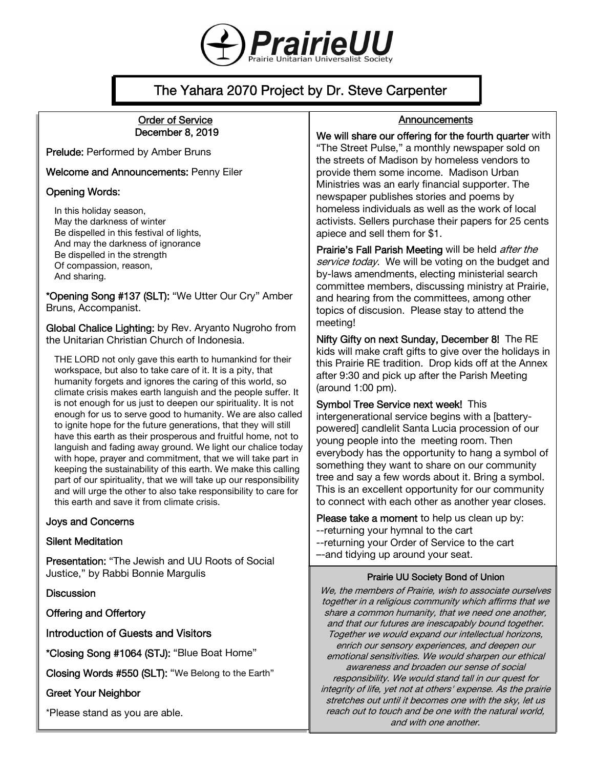# PrairieUU

Prairie Unitarian Universalist Society

## The Yahara 2070 Project by Dr. Steve Carpenter

### Order of Service
### December 8, 2019

**Prelude:** Performed by Amber Bruns

**Welcome and Announcements:** Penny Eiler

**Opening Words:**

In this holiday season,
May the darkness of winter
Be dispelled in this festival of lights,
And may the darkness of ignorance
Be dispelled in the strength
Of compassion, reason,
And sharing.

**\*Opening Song #137 (SLT):** "We Utter Our Cry" Amber Bruns, Accompanist.

**Global Chalice Lighting:** by Rev. Aryanto Nugroho from the Unitarian Christian Church of Indonesia.

THE LORD not only gave this earth to humankind for their workspace, but also to take care of it. It is a pity, that humanity forgets and ignores the caring of this world, so climate crisis makes earth languish and the people suffer. It is not enough for us just to deepen our spirituality. It is not enough for us to serve good to humanity. We are also called to ignite hope for the future generations, that they will still have this earth as their prosperous and fruitful home, not to languish and fading away ground. We light our chalice today with hope, prayer and commitment, that we will take part in keeping the sustainability of this earth. We make this calling part of our spirituality, that we will take up our responsibility and will urge the other to also take responsibility to care for this earth and save it from climate crisis.

**Joys and Concerns**

**Silent Meditation**

**Presentation:** "The Jewish and UU Roots of Social Justice," by Rabbi Bonnie Margulis

**Discussion**

**Offering and Offertory**

**Introduction of Guests and Visitors**

**\*Closing Song #1064 (STJ):** "Blue Boat Home"

**Closing Words #550 (SLT):** "We Belong to the Earth"

**Greet Your Neighbor**

\*Please stand as you are able.

### Announcements

**We will share our offering for the fourth quarter** with "The Street Pulse," a monthly newspaper sold on the streets of Madison by homeless vendors to provide them some income. Madison Urban Ministries was an early financial supporter. The newspaper publishes stories and poems by homeless individuals as well as the work of local activists. Sellers purchase their papers for 25 cents apiece and sell them for $1.

**Prairie's Fall Parish Meeting** will be held *after the service today*. We will be voting on the budget and by-laws amendments, electing ministerial search committee members, discussing ministry at Prairie, and hearing from the committees, among other topics of discusion. Please stay to attend the meeting!

**Nifty Gifty on next Sunday, December 8!** The RE kids will make craft gifts to give over the holidays in this Prairie RE tradition. Drop kids off at the Annex after 9:30 and pick up after the Parish Meeting (around 1:00 pm).

**Symbol Tree Service next week!** This intergenerational service begins with a [battery-powered] candlelit Santa Lucia procession of our young people into the meeting room. Then everybody has the opportunity to hang a symbol of something they want to share on our community tree and say a few words about it. Bring a symbol. This is an excellent opportunity for our community to connect with each other as another year closes.

**Please take a moment** to help us clean up by:
--returning your hymnal to the cart
--returning your Order of Service to the cart
–-and tidying up around your seat.

### Prairie UU Society Bond of Union

*We, the members of Prairie, wish to associate ourselves together in a religious community which affirms that we share a common humanity, that we need one another, and that our futures are inescapably bound together. Together we would expand our intellectual horizons, enrich our sensory experiences, and deepen our emotional sensitivities. We would sharpen our ethical awareness and broaden our sense of social responsibility. We would stand tall in our quest for integrity of life, yet not at others' expense. As the prairie stretches out until it becomes one with the sky, let us reach out to touch and be one with the natural world, and with one another.*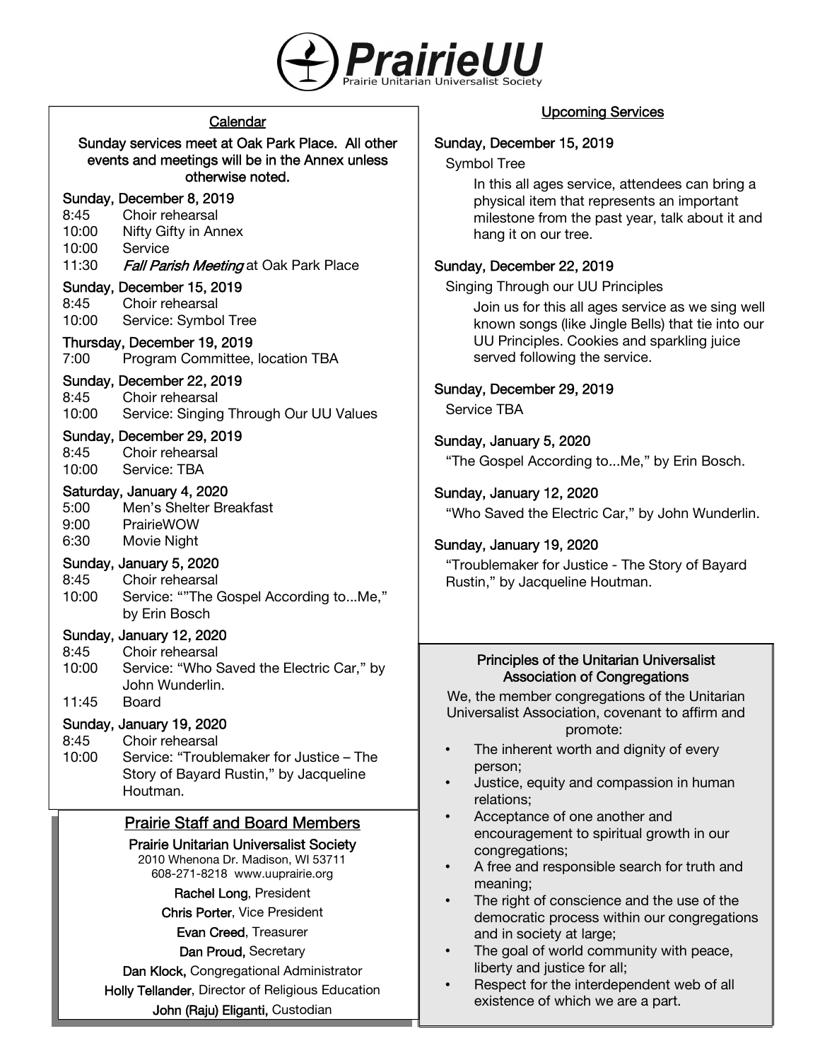# PrairieUU

Prairie Unitarian Universalist Society

## Calendar

**Sunday services meet at Oak Park Place. All other events and meetings will be in the Annex unless otherwise noted.**

**Sunday, December 8, 2019**

- 8:45 Choir rehearsal
- 10:00 Nifty Gifty in Annex
- 10:00 Service
- 11:30 *Fall Parish Meeting* at Oak Park Place

**Sunday, December 15, 2019**

- 8:45 Choir rehearsal
- 10:00 Service: Symbol Tree

**Thursday, December 19, 2019**

- 7:00 Program Committee, location TBA

**Sunday, December 22, 2019**

- 8:45 Choir rehearsal
- 10:00 Service: Singing Through Our UU Values

**Sunday, December 29, 2019**

- 8:45 Choir rehearsal
- 10:00 Service: TBA

**Saturday, January 4, 2020**

- 5:00 Men's Shelter Breakfast
- 9:00 PrairieWOW
- 6:30 Movie Night

**Sunday, January 5, 2020**

- 8:45 Choir rehearsal
- 10:00 Service: ""The Gospel According to...Me," by Erin Bosch

**Sunday, January 12, 2020**

- 8:45 Choir rehearsal
- 10:00 Service: "Who Saved the Electric Car," by John Wunderlin.
- 11:45 Board

**Sunday, January 19, 2020**

- 8:45 Choir rehearsal
- 10:00 Service: "Troublemaker for Justice – The Story of Bayard Rustin," by Jacqueline Houtman.

## Prairie Staff and Board Members

**Prairie Unitarian Universalist Society**
2010 Whenona Dr. Madison, WI 53711
608-271-8218 www.uuprairie.org

**Rachel Long**, President
**Chris Porter**, Vice President
**Evan Creed**, Treasurer
**Dan Proud,** Secretary
**Dan Klock,** Congregational Administrator
**Holly Tellander**, Director of Religious Education
**John (Raju) Eliganti,** Custodian

## Upcoming Services

**Sunday, December 15, 2019**

Symbol Tree

In this all ages service, attendees can bring a physical item that represents an important milestone from the past year, talk about it and hang it on our tree.

**Sunday, December 22, 2019**

Singing Through our UU Principles

Join us for this all ages service as we sing well known songs (like Jingle Bells) that tie into our UU Principles. Cookies and sparkling juice served following the service.

**Sunday, December 29, 2019**

Service TBA

**Sunday, January 5, 2020**

"The Gospel According to...Me," by Erin Bosch.

**Sunday, January 12, 2020**

"Who Saved the Electric Car," by John Wunderlin.

**Sunday, January 19, 2020**

"Troublemaker for Justice - The Story of Bayard Rustin," by Jacqueline Houtman.

## Principles of the Unitarian Universalist Association of Congregations

We, the member congregations of the Unitarian Universalist Association, covenant to affirm and promote:

- The inherent worth and dignity of every person;
- Justice, equity and compassion in human relations;
- Acceptance of one another and encouragement to spiritual growth in our congregations;
- A free and responsible search for truth and meaning;
- The right of conscience and the use of the democratic process within our congregations and in society at large;
- The goal of world community with peace, liberty and justice for all;
- Respect for the interdependent web of all existence of which we are a part.